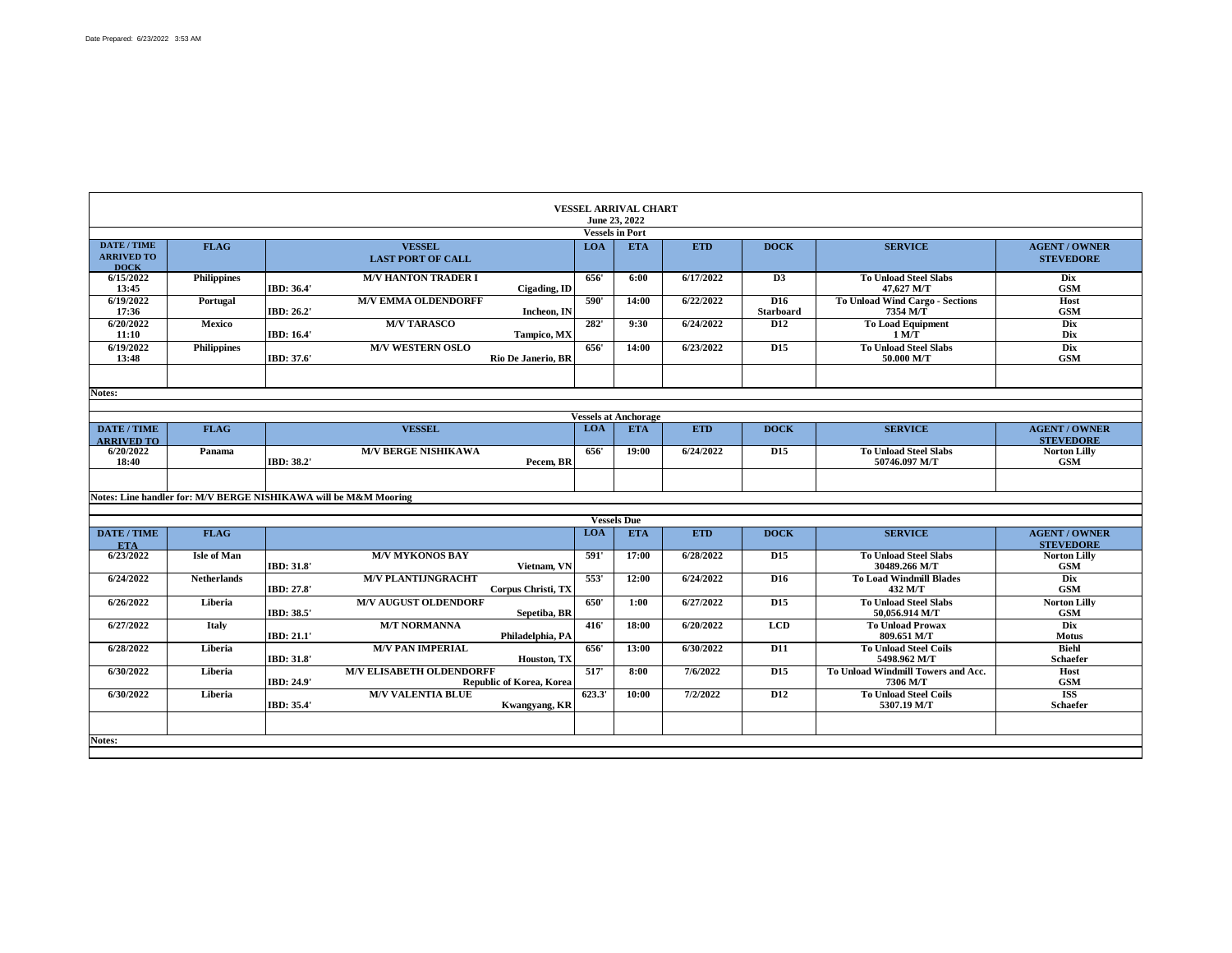Date Prepared: 6/23/2022 3:53 AM

# VESSEL ARRIVAL CHART

June 23, 2022

## Vessels in Port

| DATE / TIME ARRIVED TO DOCK | FLAG | VESSEL / LAST PORT OF CALL | LOA | ETA | ETD | DOCK | SERVICE | AGENT / OWNER / STEVEDORE |
|---|---|---|---|---|---|---|---|---|
| 6/15/2022 13:45 | Philippines | M/V HANTON TRADER I<br>IBD: 36.4' Cigading, ID | 656' | 6:00 | 6/17/2022 | D3 | To Unload Steel Slabs 47,627 M/T | Dix GSM |
| 6/19/2022 17:36 | Portugal | M/V EMMA OLDENDORFF<br>IBD: 26.2' Incheon, IN | 590' | 14:00 | 6/22/2022 | D16 Starboard | To Unload Wind Cargo - Sections 7354 M/T | Host GSM |
| 6/20/2022 11:10 | Mexico | M/V TARASCO<br>IBD: 16.4' Tampico, MX | 282' | 9:30 | 6/24/2022 | D12 | To Load Equipment 1 M/T | Dix Dix |
| 6/19/2022 13:48 | Philippines | M/V WESTERN OSLO<br>IBD: 37.6' Rio De Janerio, BR | 656' | 14:00 | 6/23/2022 | D15 | To Unload Steel Slabs 50.000 M/T | Dix GSM |
| | | | | | | | | |

Notes:

## Vessels at Anchorage

| DATE / TIME ARRIVED TO | FLAG | VESSEL | LOA | ETA | ETD | DOCK | SERVICE | AGENT / OWNER / STEVEDORE |
|---|---|---|---|---|---|---|---|---|
| 6/20/2022 18:40 | Panama | M/V BERGE NISHIKAWA<br>IBD: 38.2' Pecem, BR | 656' | 19:00 | 6/24/2022 | D15 | To Unload Steel Slabs 50746.097 M/T | Norton Lilly GSM |
| | | | | | | | | |

Notes: Line handler for: M/V BERGE NISHIKAWA will be M&M Mooring

## Vessels Due

| DATE / TIME ETA | FLAG | | LOA | ETA | ETD | DOCK | SERVICE | AGENT / OWNER / STEVEDORE |
|---|---|---|---|---|---|---|---|---|
| 6/23/2022 | Isle of Man | M/V MYKONOS BAY<br>IBD: 31.8' Vietnam, VN | 591' | 17:00 | 6/28/2022 | D15 | To Unload Steel Slabs 30489.266 M/T | Norton Lilly GSM |
| 6/24/2022 | Netherlands | M/V PLANTIJNGRACHT<br>IBD: 27.8' Corpus Christi, TX | 553' | 12:00 | 6/24/2022 | D16 | To Load Windmill Blades 432 M/T | Dix GSM |
| 6/26/2022 | Liberia | M/V AUGUST OLDENDORF<br>IBD: 38.5' Sepetiba, BR | 650' | 1:00 | 6/27/2022 | D15 | To Unload Steel Slabs 50,056.914 M/T | Norton Lilly GSM |
| 6/27/2022 | Italy | M/T NORMANNA<br>IBD: 21.1' Philadelphia, PA | 416' | 18:00 | 6/20/2022 | LCD | To Unload Prowax 809.651 M/T | Dix Motus |
| 6/28/2022 | Liberia | M/V PAN IMPERIAL<br>IBD: 31.8' Houston, TX | 656' | 13:00 | 6/30/2022 | D11 | To Unload Steel Coils 5498.962 M/T | Biehl Schaefer |
| 6/30/2022 | Liberia | M/V ELISABETH OLDENDORFF<br>IBD: 24.9' Republic of Korea, Korea | 517' | 8:00 | 7/6/2022 | D15 | To Unload Windmill Towers and Acc. 7306 M/T | Host GSM |
| 6/30/2022 | Liberia | M/V VALENTIA BLUE<br>IBD: 35.4' Kwangyang, KR | 623.3' | 10:00 | 7/2/2022 | D12 | To Unload Steel Coils 5307.19 M/T | ISS Schaefer |
| | | | | | | | | |

Notes: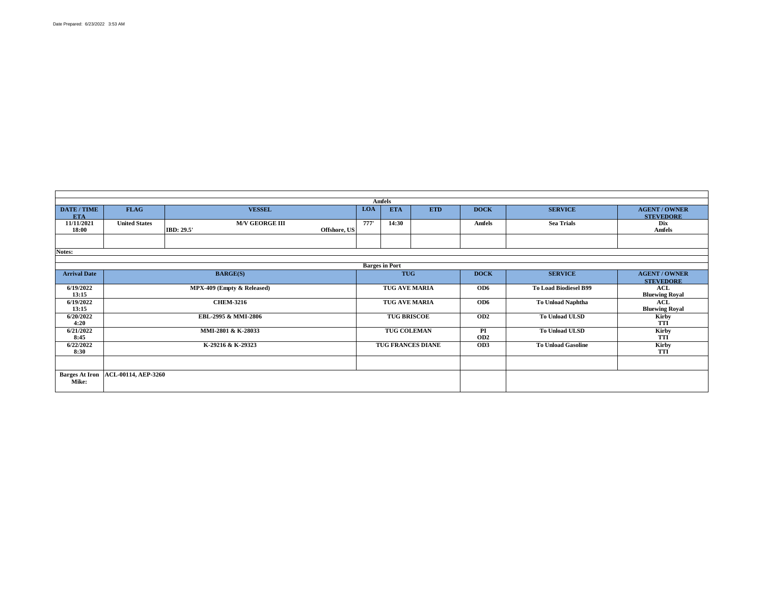Date Prepared: 6/23/2022 3:53 AM

**Amfels**

| DATE / TIME ETA | FLAG | VESSEL | LOA | ETA | ETD | DOCK | SERVICE | AGENT / OWNER STEVEDORE |
|---|---|---|---|---|---|---|---|---|
| 11/11/2021 18:00 | United States | M/V GEORGE III IBD: 29.5' Offshore, US | 777' | 14:30 | | Amfels | Sea Trials | Dix Amfels |
| | | | | | | | | |

**Notes:**

**Barges in Port**

| Arrival Date | BARGE(S) | TUG | DOCK | SERVICE | AGENT / OWNER STEVEDORE |
|---|---|---|---|---|---|
| 6/19/2022 13:15 | MPX-409 (Empty & Released) | TUG AVE MARIA | OD6 | To Load Biodiesel B99 | ACL Bluewing Royal |
| 6/19/2022 13:15 | CHEM-3216 | TUG AVE MARIA | OD6 | To Unload Naphtha | ACL Bluewing Royal |
| 6/20/2022 4:20 | EBL-2995 & MMI-2806 | TUG BRISCOE | OD2 | To Unload ULSD | Kirby TTI |
| 6/21/2022 8:45 | MMI-2801 & K-28033 | TUG COLEMAN | PI OD2 | To Unload ULSD | Kirby TTI |
| 6/22/2022 8:30 | K-29216 & K-29323 | TUG FRANCES DIANE | OD3 | To Unload Gasoline | Kirby TTI |
| | | | | | |
| Barges At Iron Mike: | ACL-00114, AEP-3260 | | | | |